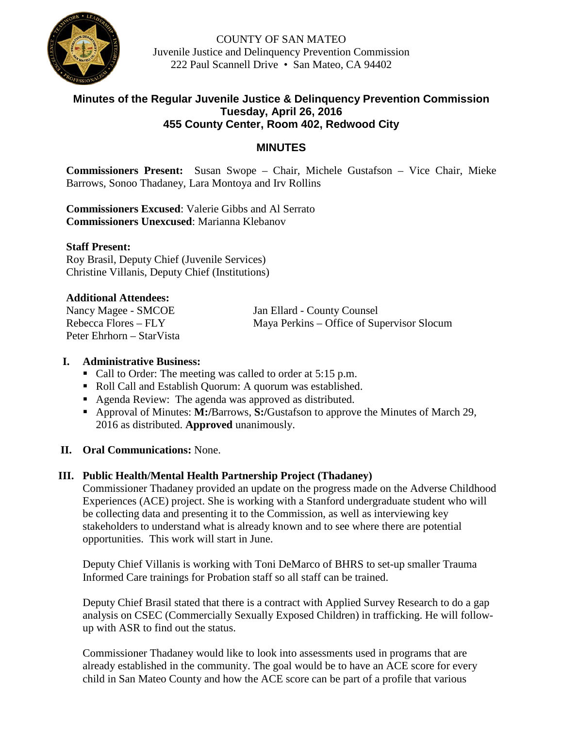COUNTY OF SAN MATEO
Juvenile Justice and Delinquency Prevention Commission
222 Paul Scannell Drive • San Mateo, CA 94402

## Minutes of the Regular Juvenile Justice & Delinquency Prevention Commission
## Tuesday, April 26, 2016
## 455 County Center, Room 402, Redwood City

## MINUTES

**Commissioners Present:** Susan Swope – Chair, Michele Gustafson – Vice Chair, Mieke Barrows, Sonoo Thadaney, Lara Montoya and Irv Rollins

**Commissioners Excused**: Valerie Gibbs and Al Serrato
**Commissioners Unexcused**: Marianna Klebanov

**Staff Present:**
Roy Brasil, Deputy Chief (Juvenile Services)
Christine Villanis, Deputy Chief (Institutions)

**Additional Attendees:**
Nancy Magee - SMCOE
Rebecca Flores – FLY
Peter Ehrhorn – StarVista
Jan Ellard - County Counsel
Maya Perkins – Office of Supervisor Slocum

**I. Administrative Business:**

- Call to Order: The meeting was called to order at 5:15 p.m.
- Roll Call and Establish Quorum: A quorum was established.
- Agenda Review: The agenda was approved as distributed.
- Approval of Minutes: **M:/**Barrows, **S:/**Gustafson to approve the Minutes of March 29, 2016 as distributed. **Approved** unanimously.

**II. Oral Communications:** None.

**III. Public Health/Mental Health Partnership Project (Thadaney)**

Commissioner Thadaney provided an update on the progress made on the Adverse Childhood Experiences (ACE) project. She is working with a Stanford undergraduate student who will be collecting data and presenting it to the Commission, as well as interviewing key stakeholders to understand what is already known and to see where there are potential opportunities. This work will start in June.

Deputy Chief Villanis is working with Toni DeMarco of BHRS to set-up smaller Trauma Informed Care trainings for Probation staff so all staff can be trained.

Deputy Chief Brasil stated that there is a contract with Applied Survey Research to do a gap analysis on CSEC (Commercially Sexually Exposed Children) in trafficking. He will follow-up with ASR to find out the status.

Commissioner Thadaney would like to look into assessments used in programs that are already established in the community. The goal would be to have an ACE score for every child in San Mateo County and how the ACE score can be part of a profile that various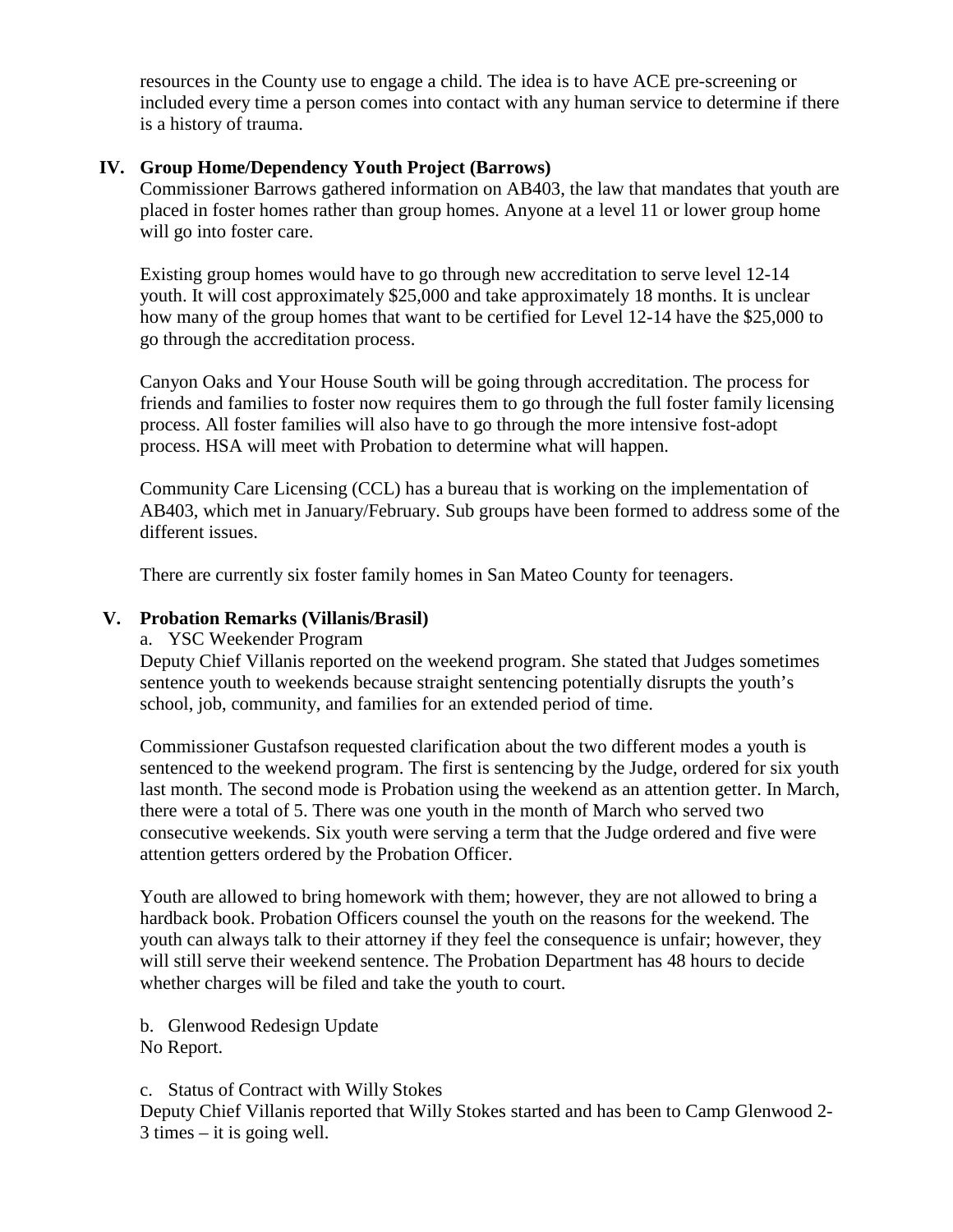resources in the County use to engage a child. The idea is to have ACE pre-screening or included every time a person comes into contact with any human service to determine if there is a history of trauma.

## IV. Group Home/Dependency Youth Project (Barrows)

Commissioner Barrows gathered information on AB403, the law that mandates that youth are placed in foster homes rather than group homes. Anyone at a level 11 or lower group home will go into foster care.

Existing group homes would have to go through new accreditation to serve level 12-14 youth. It will cost approximately $25,000 and take approximately 18 months. It is unclear how many of the group homes that want to be certified for Level 12-14 have the $25,000 to go through the accreditation process.

Canyon Oaks and Your House South will be going through accreditation. The process for friends and families to foster now requires them to go through the full foster family licensing process. All foster families will also have to go through the more intensive fost-adopt process. HSA will meet with Probation to determine what will happen.

Community Care Licensing (CCL) has a bureau that is working on the implementation of AB403, which met in January/February. Sub groups have been formed to address some of the different issues.

There are currently six foster family homes in San Mateo County for teenagers.

## V. Probation Remarks (Villanis/Brasil)

a. YSC Weekender Program

Deputy Chief Villanis reported on the weekend program. She stated that Judges sometimes sentence youth to weekends because straight sentencing potentially disrupts the youth's school, job, community, and families for an extended period of time.

Commissioner Gustafson requested clarification about the two different modes a youth is sentenced to the weekend program. The first is sentencing by the Judge, ordered for six youth last month. The second mode is Probation using the weekend as an attention getter. In March, there were a total of 5. There was one youth in the month of March who served two consecutive weekends. Six youth were serving a term that the Judge ordered and five were attention getters ordered by the Probation Officer.

Youth are allowed to bring homework with them; however, they are not allowed to bring a hardback book. Probation Officers counsel the youth on the reasons for the weekend. The youth can always talk to their attorney if they feel the consequence is unfair; however, they will still serve their weekend sentence. The Probation Department has 48 hours to decide whether charges will be filed and take the youth to court.

b. Glenwood Redesign Update

No Report.

c. Status of Contract with Willy Stokes

Deputy Chief Villanis reported that Willy Stokes started and has been to Camp Glenwood 2-3 times – it is going well.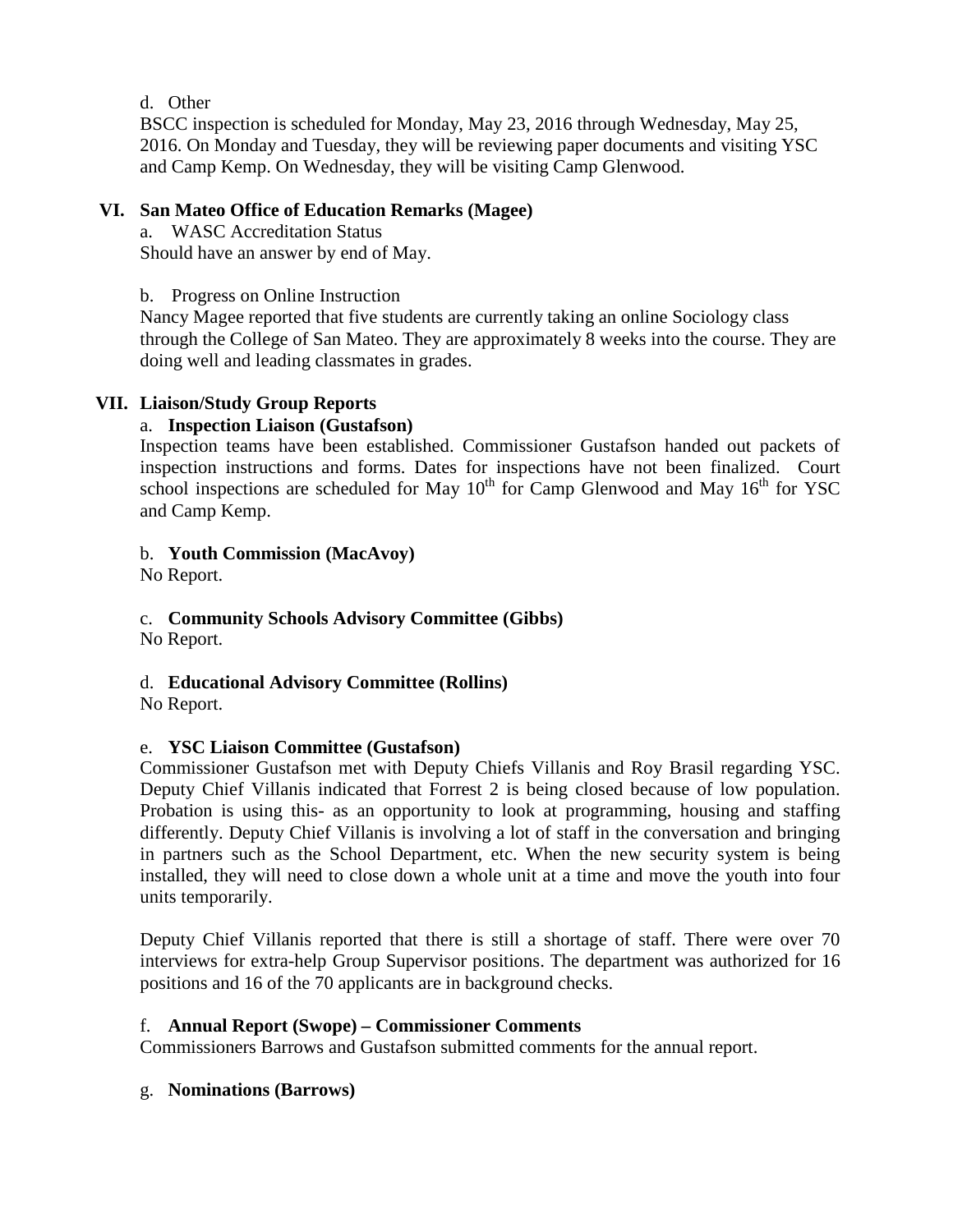d. Other

BSCC inspection is scheduled for Monday, May 23, 2016 through Wednesday, May 25, 2016. On Monday and Tuesday, they will be reviewing paper documents and visiting YSC and Camp Kemp. On Wednesday, they will be visiting Camp Glenwood.

## VI. San Mateo Office of Education Remarks (Magee)

a. WASC Accreditation Status

Should have an answer by end of May.

b. Progress on Online Instruction

Nancy Magee reported that five students are currently taking an online Sociology class through the College of San Mateo. They are approximately 8 weeks into the course. They are doing well and leading classmates in grades.

## VII. Liaison/Study Group Reports

a. **Inspection Liaison (Gustafson)**

Inspection teams have been established. Commissioner Gustafson handed out packets of inspection instructions and forms. Dates for inspections have not been finalized. Court school inspections are scheduled for May 10th for Camp Glenwood and May 16th for YSC and Camp Kemp.

b. **Youth Commission (MacAvoy)**

No Report.

c. **Community Schools Advisory Committee (Gibbs)**

No Report.

d. **Educational Advisory Committee (Rollins)**

No Report.

e. **YSC Liaison Committee (Gustafson)**

Commissioner Gustafson met with Deputy Chiefs Villanis and Roy Brasil regarding YSC. Deputy Chief Villanis indicated that Forrest 2 is being closed because of low population. Probation is using this- as an opportunity to look at programming, housing and staffing differently. Deputy Chief Villanis is involving a lot of staff in the conversation and bringing in partners such as the School Department, etc. When the new security system is being installed, they will need to close down a whole unit at a time and move the youth into four units temporarily.

Deputy Chief Villanis reported that there is still a shortage of staff. There were over 70 interviews for extra-help Group Supervisor positions. The department was authorized for 16 positions and 16 of the 70 applicants are in background checks.

f. **Annual Report (Swope) – Commissioner Comments**

Commissioners Barrows and Gustafson submitted comments for the annual report.

g. **Nominations (Barrows)**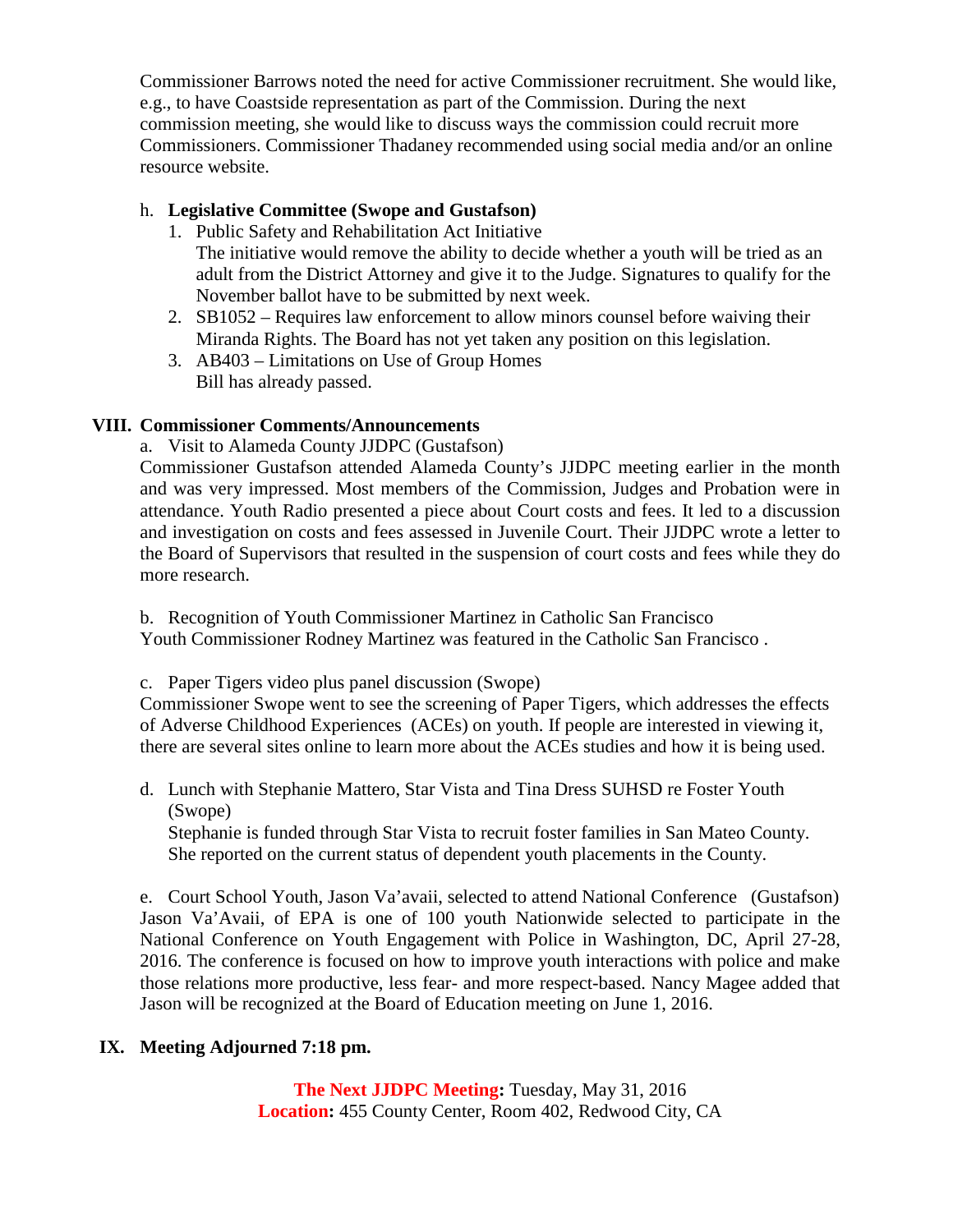Commissioner Barrows noted the need for active Commissioner recruitment. She would like, e.g., to have Coastside representation as part of the Commission. During the next commission meeting, she would like to discuss ways the commission could recruit more Commissioners. Commissioner Thadaney recommended using social media and/or an online resource website.

h. **Legislative Committee (Swope and Gustafson)**

1. Public Safety and Rehabilitation Act Initiative
   The initiative would remove the ability to decide whether a youth will be tried as an adult from the District Attorney and give it to the Judge. Signatures to qualify for the November ballot have to be submitted by next week.
2. SB1052 – Requires law enforcement to allow minors counsel before waiving their Miranda Rights. The Board has not yet taken any position on this legislation.
3. AB403 – Limitations on Use of Group Homes
   Bill has already passed.

## VIII. Commissioner Comments/Announcements

a. Visit to Alameda County JJDPC (Gustafson)

Commissioner Gustafson attended Alameda County's JJDPC meeting earlier in the month and was very impressed. Most members of the Commission, Judges and Probation were in attendance. Youth Radio presented a piece about Court costs and fees. It led to a discussion and investigation on costs and fees assessed in Juvenile Court. Their JJDPC wrote a letter to the Board of Supervisors that resulted in the suspension of court costs and fees while they do more research.

b. Recognition of Youth Commissioner Martinez in Catholic San Francisco

Youth Commissioner Rodney Martinez was featured in the Catholic San Francisco .

c. Paper Tigers video plus panel discussion (Swope)

Commissioner Swope went to see the screening of Paper Tigers, which addresses the effects of Adverse Childhood Experiences (ACEs) on youth. If people are interested in viewing it, there are several sites online to learn more about the ACEs studies and how it is being used.

d. Lunch with Stephanie Mattero, Star Vista and Tina Dress SUHSD re Foster Youth (Swope)

Stephanie is funded through Star Vista to recruit foster families in San Mateo County. She reported on the current status of dependent youth placements in the County.

e. Court School Youth, Jason Va'avaii, selected to attend National Conference (Gustafson)

Jason Va'Avaii, of EPA is one of 100 youth Nationwide selected to participate in the National Conference on Youth Engagement with Police in Washington, DC, April 27-28, 2016. The conference is focused on how to improve youth interactions with police and make those relations more productive, less fear- and more respect-based. Nancy Magee added that Jason will be recognized at the Board of Education meeting on June 1, 2016.

## IX. Meeting Adjourned 7:18 pm.

**The Next JJDPC Meeting:** Tuesday, May 31, 2016
**Location:** 455 County Center, Room 402, Redwood City, CA